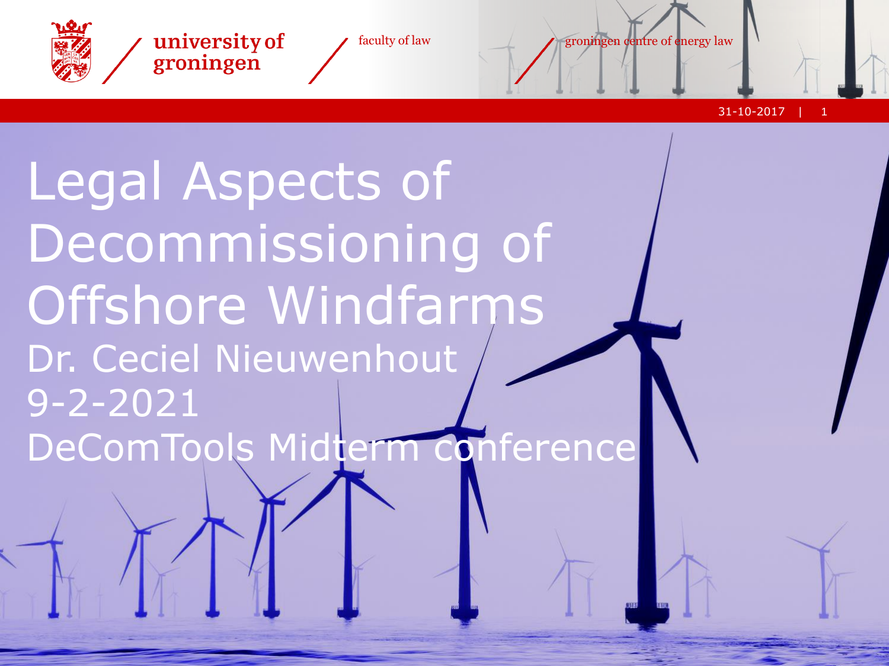# Legal Aspects of Decommissioning of Offshore Windfarms

Dr. Ceciel Nieuwenhout

9-2-2021

DeComTools Midterm conference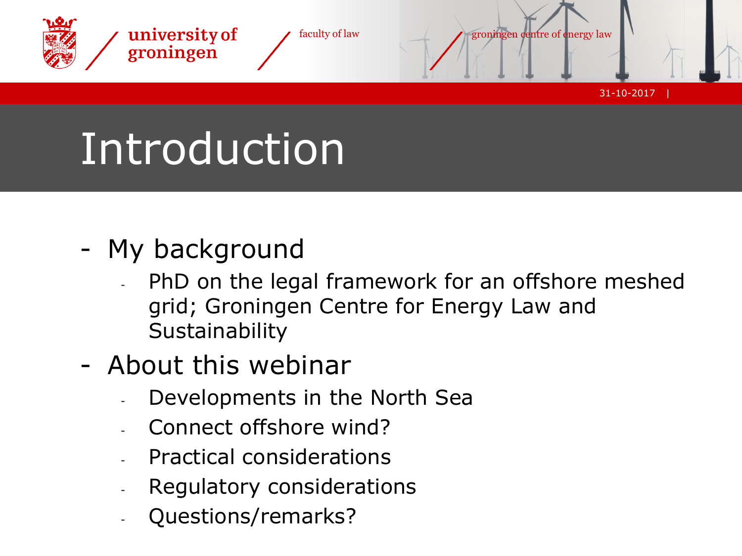# Introduction

- My background
  - PhD on the legal framework for an offshore meshed grid; Groningen Centre for Energy Law and Sustainability
- About this webinar
  - Developments in the North Sea
  - Connect offshore wind?
  - Practical considerations
  - Regulatory considerations
  - Questions/remarks?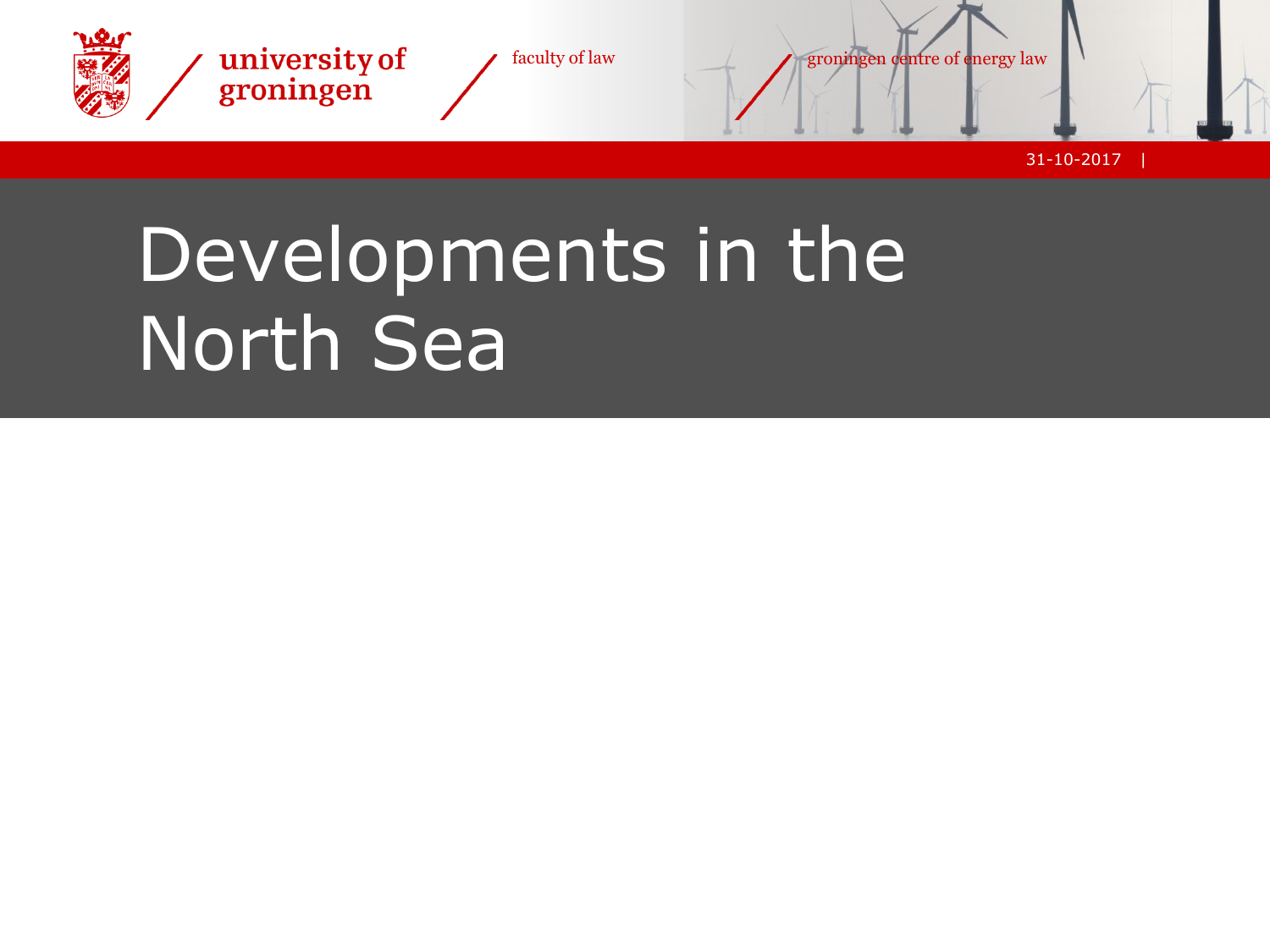# Developments in the North Sea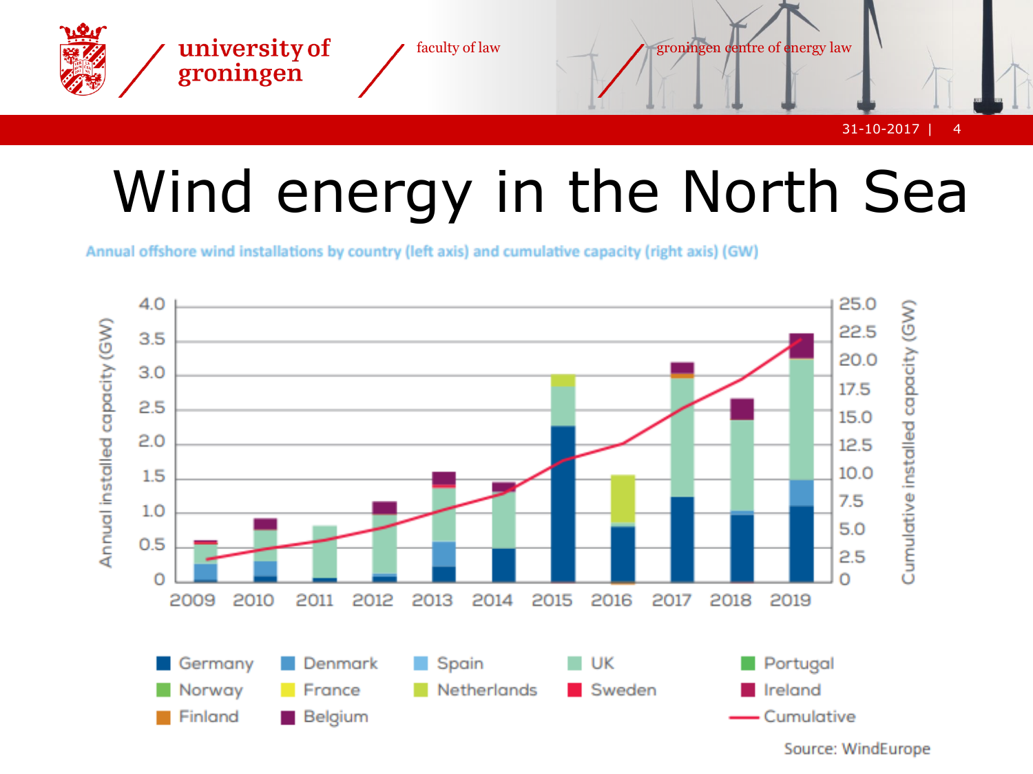# Wind energy in the North Sea

Annual offshore wind installations by country (left axis) and cumulative capacity (right axis) (GW)

Source: WindEurope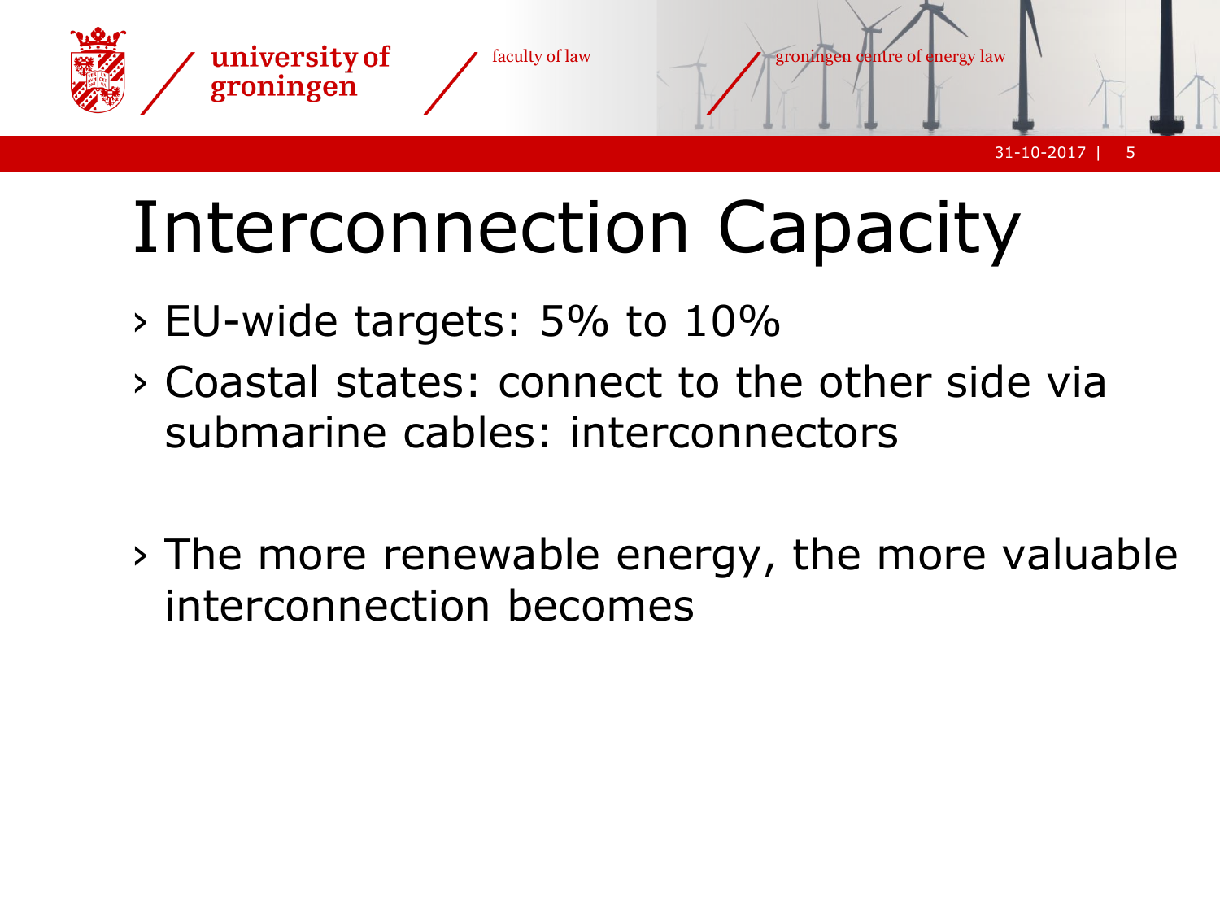# Interconnection Capacity

- EU-wide targets: 5% to 10%
- Coastal states: connect to the other side via submarine cables: interconnectors

- The more renewable energy, the more valuable interconnection becomes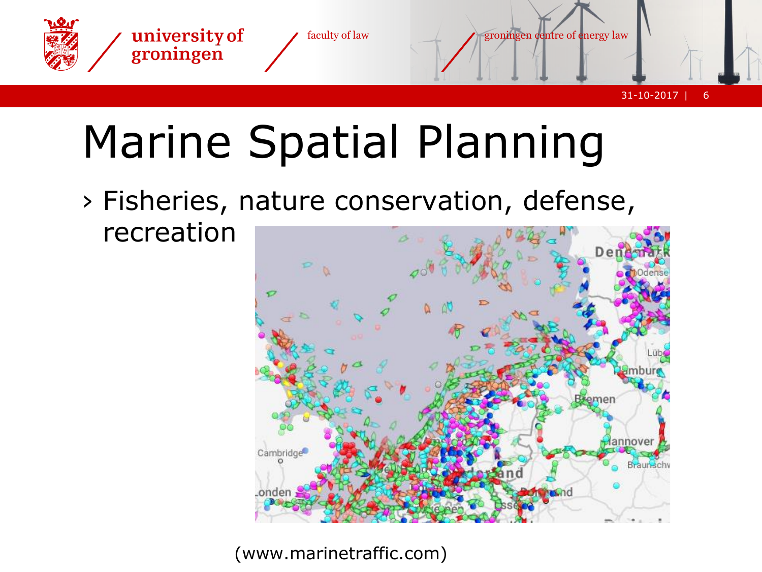# Marine Spatial Planning

- Fisheries, nature conservation, defense, recreation

(www.marinetraffic.com)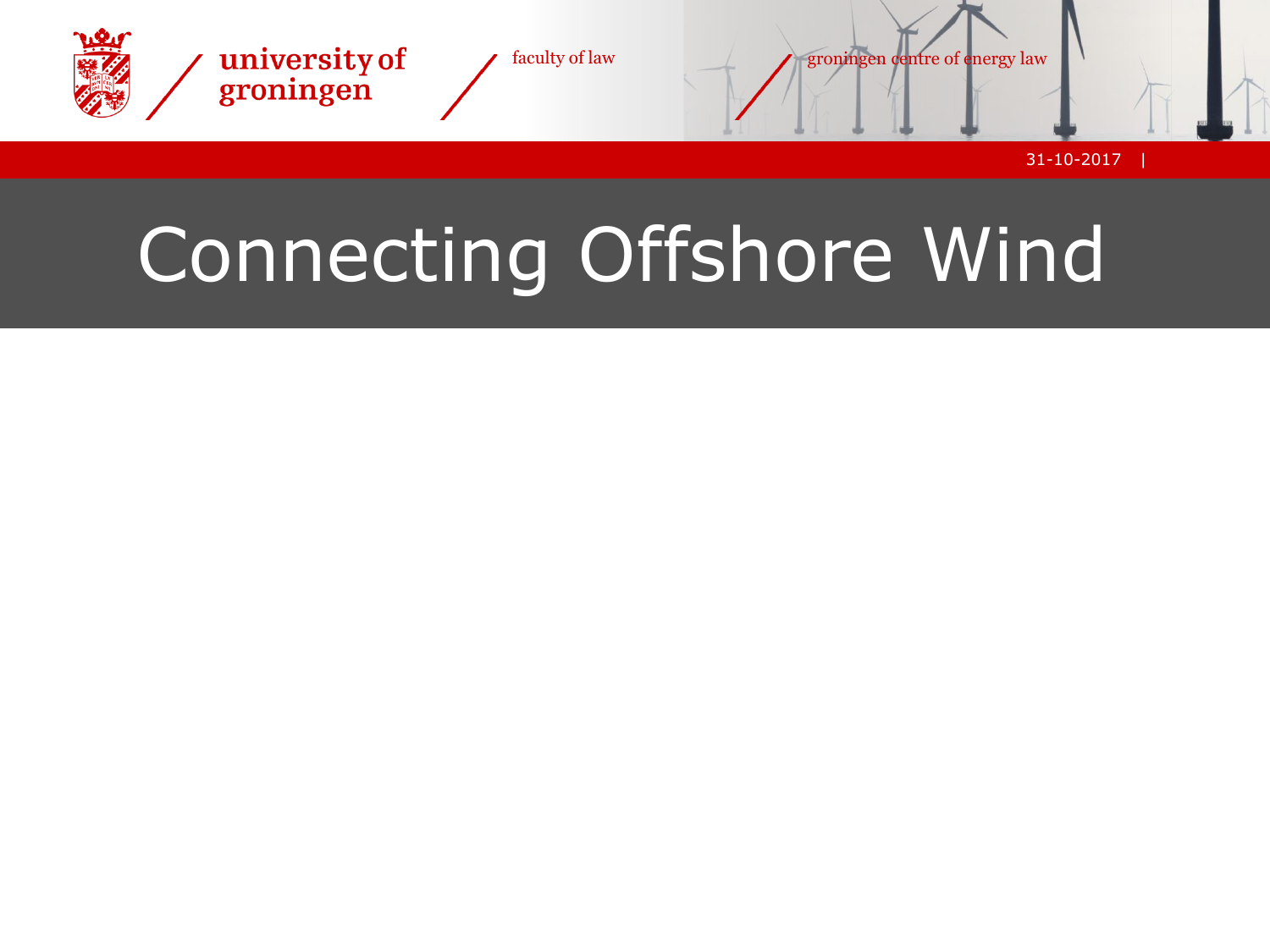# Connecting Offshore Wind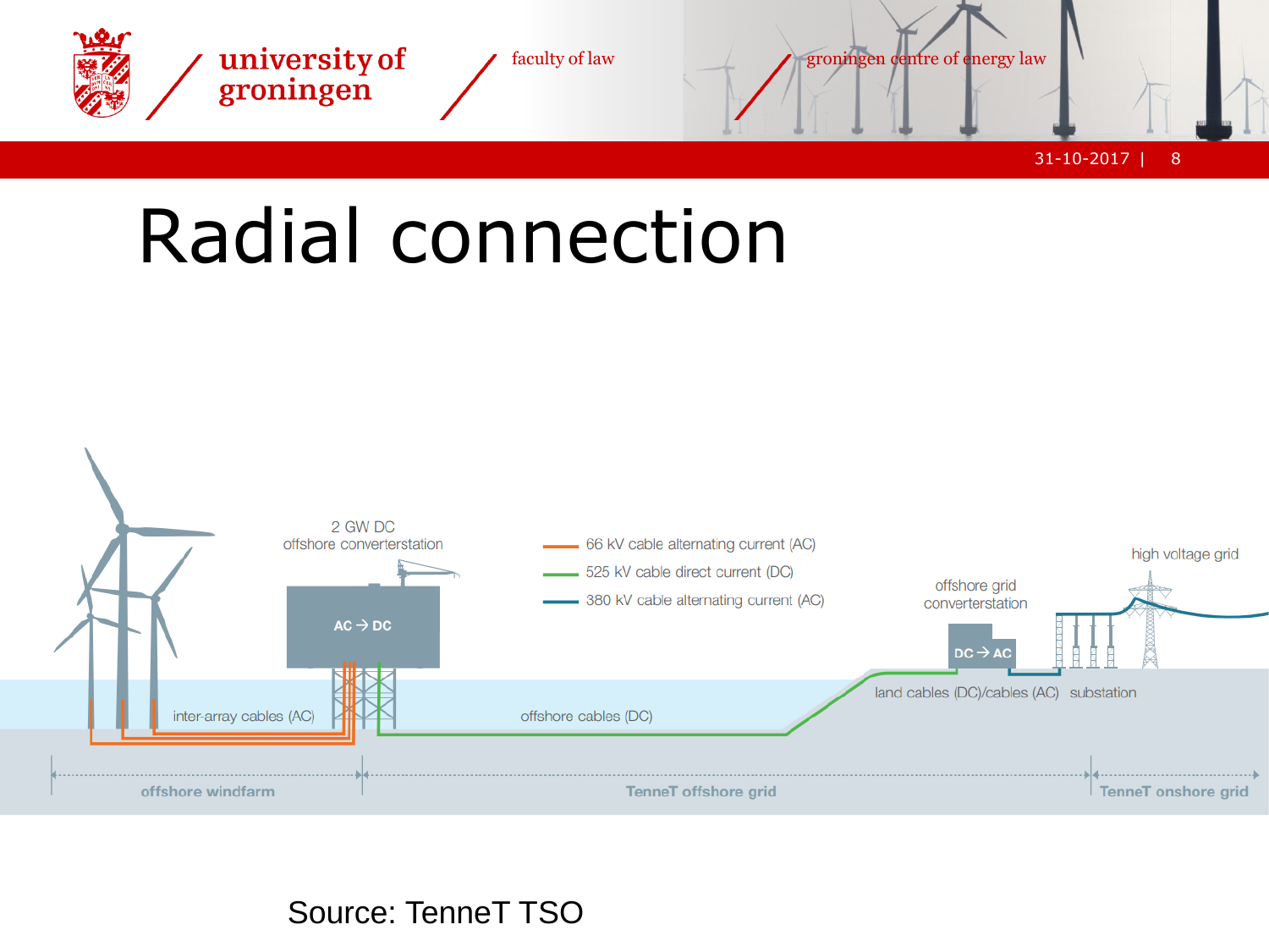# Radial connection

2 GW DC offshore converterstation

AC → DC

- 66 kV cable alternating current (AC)
- 525 kV cable direct current (DC)
- 380 kV cable alternating current (AC)

offshore grid converterstation

DC → AC

high voltage grid

inter-array cables (AC)

offshore cables (DC)

land cables (DC)/cables (AC)

substation

offshore windfarm | TenneT offshore grid | TenneT onshore grid

Source: TenneT TSO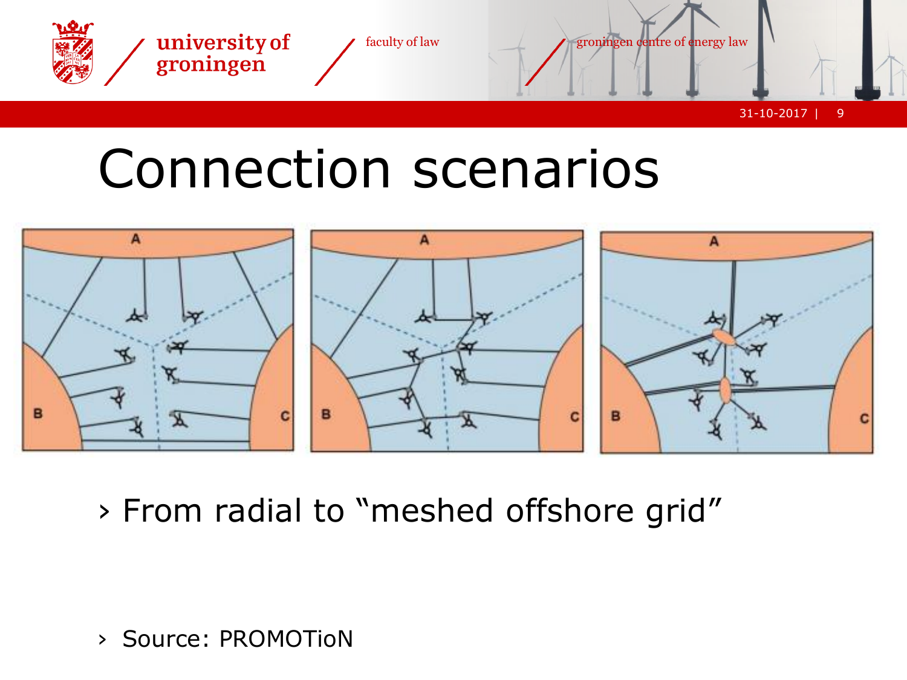# Connection scenarios

- From radial to "meshed offshore grid"

- Source: PROMOTioN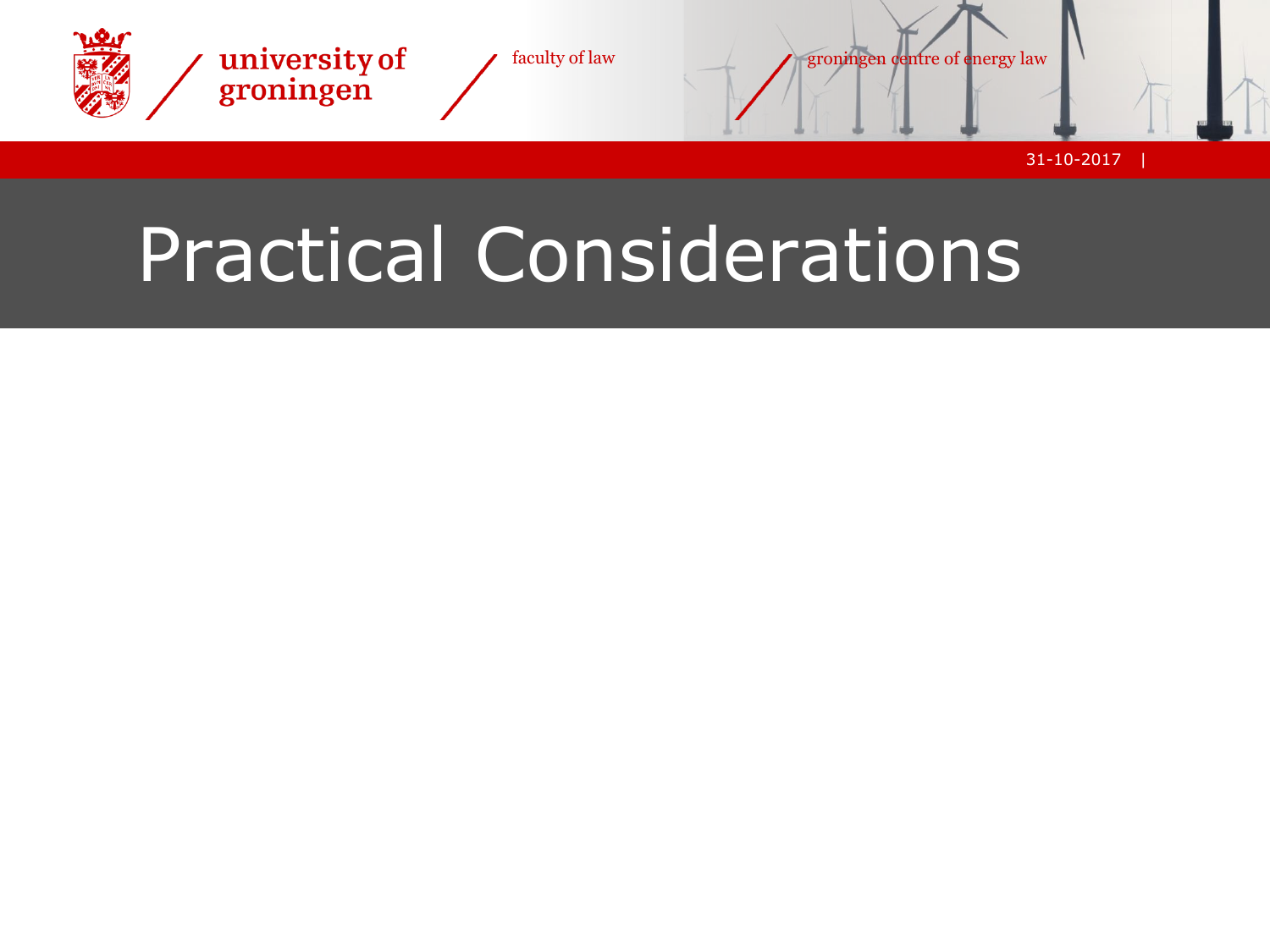# Practical Considerations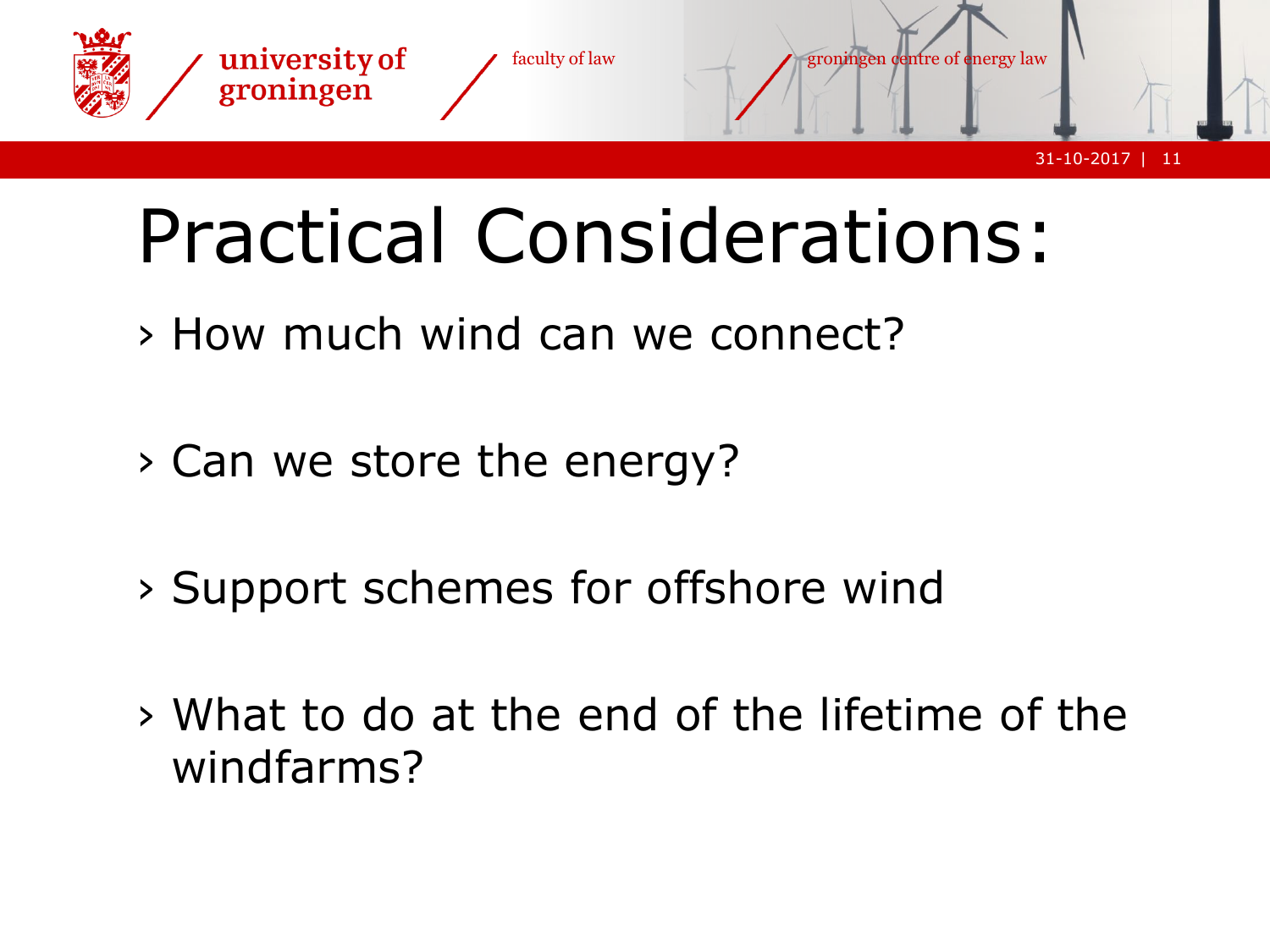# Practical Considerations:

- How much wind can we connect?
- Can we store the energy?
- Support schemes for offshore wind
- What to do at the end of the lifetime of the windfarms?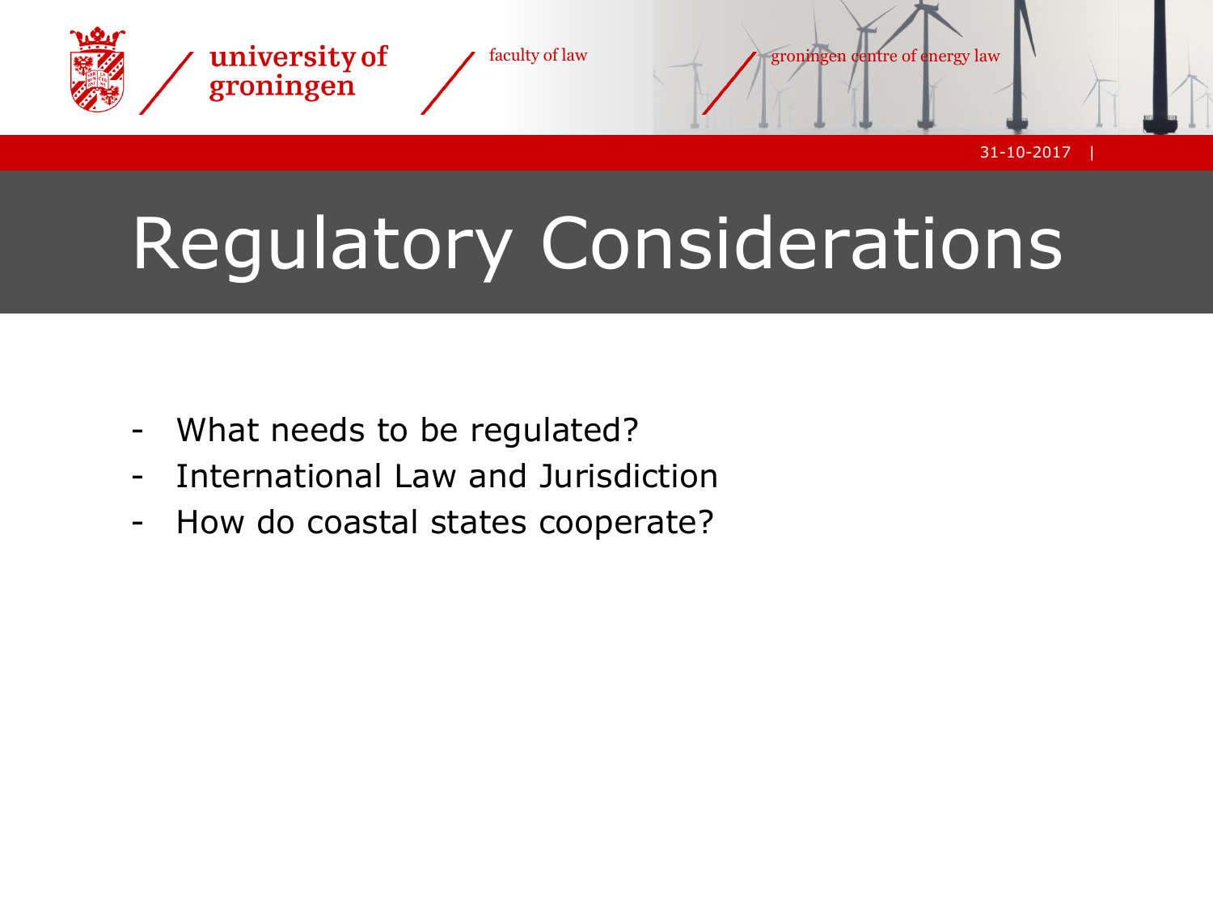# Regulatory Considerations

- What needs to be regulated?
- International Law and Jurisdiction
- How do coastal states cooperate?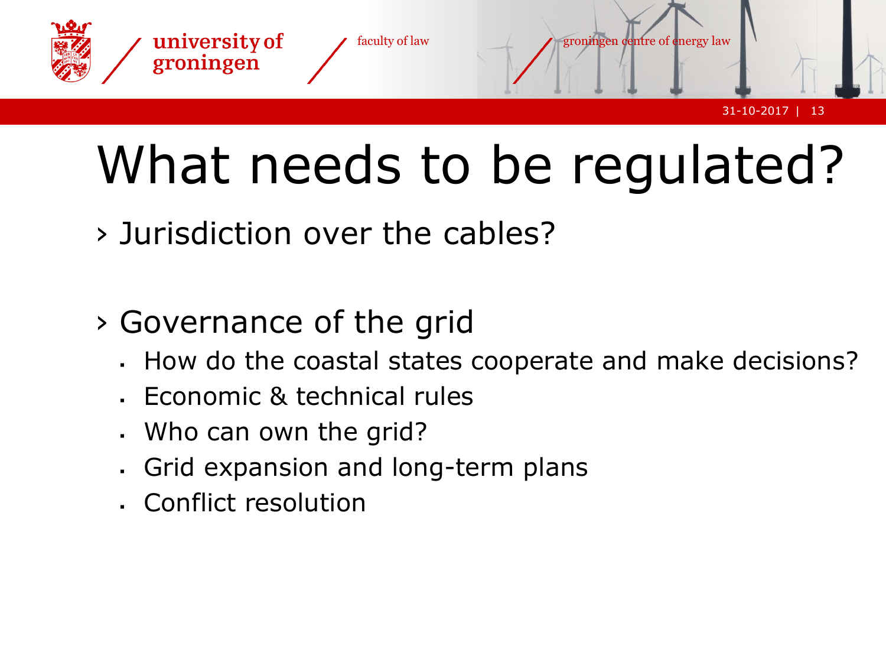# What needs to be regulated?

- Jurisdiction over the cables?

- Governance of the grid
  - How do the coastal states cooperate and make decisions?
  - Economic & technical rules
  - Who can own the grid?
  - Grid expansion and long-term plans
  - Conflict resolution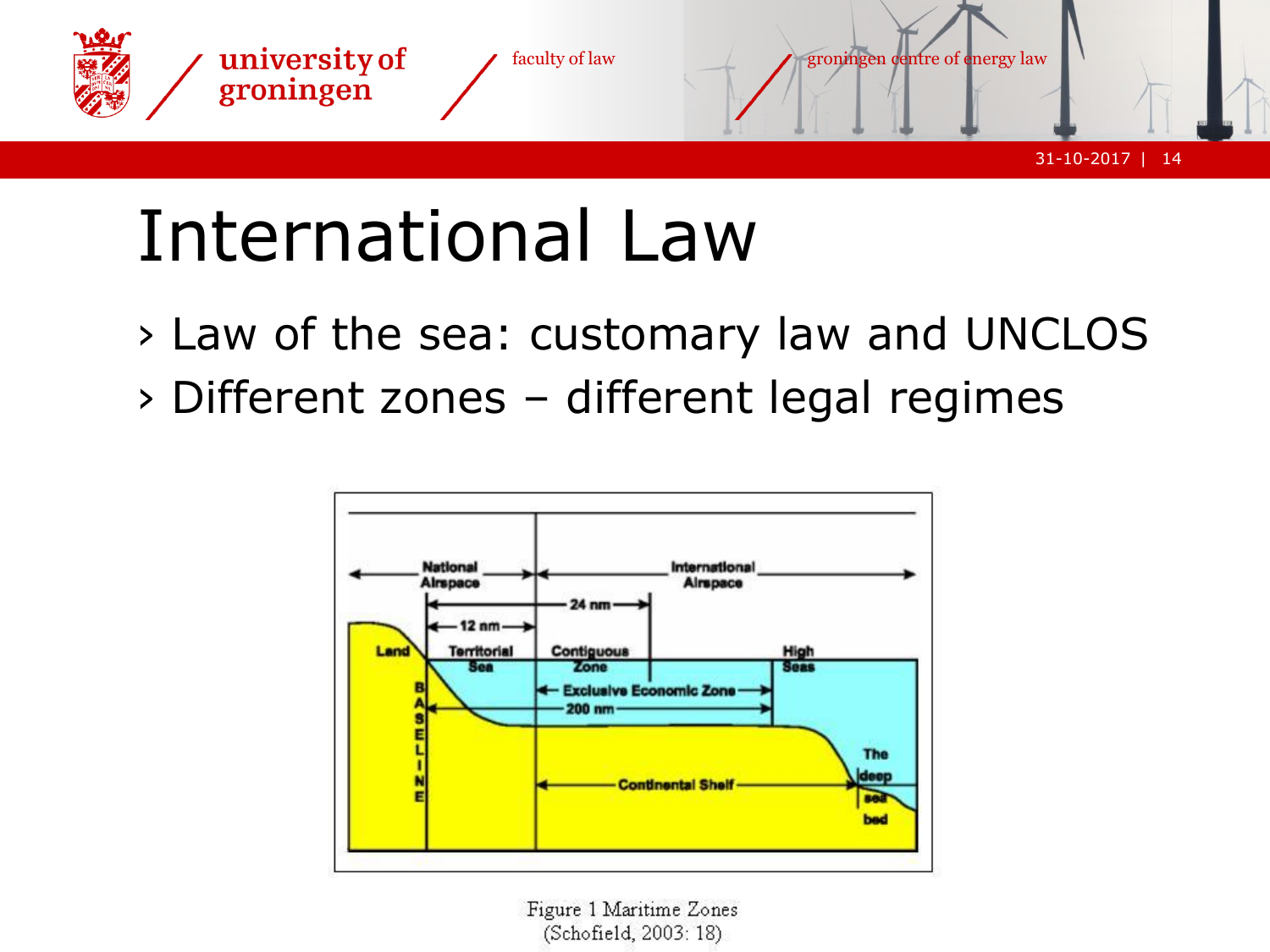# International Law

- Law of the sea: customary law and UNCLOS
- Different zones – different legal regimes

Figure 1 Maritime Zones
(Schofield, 2003: 18)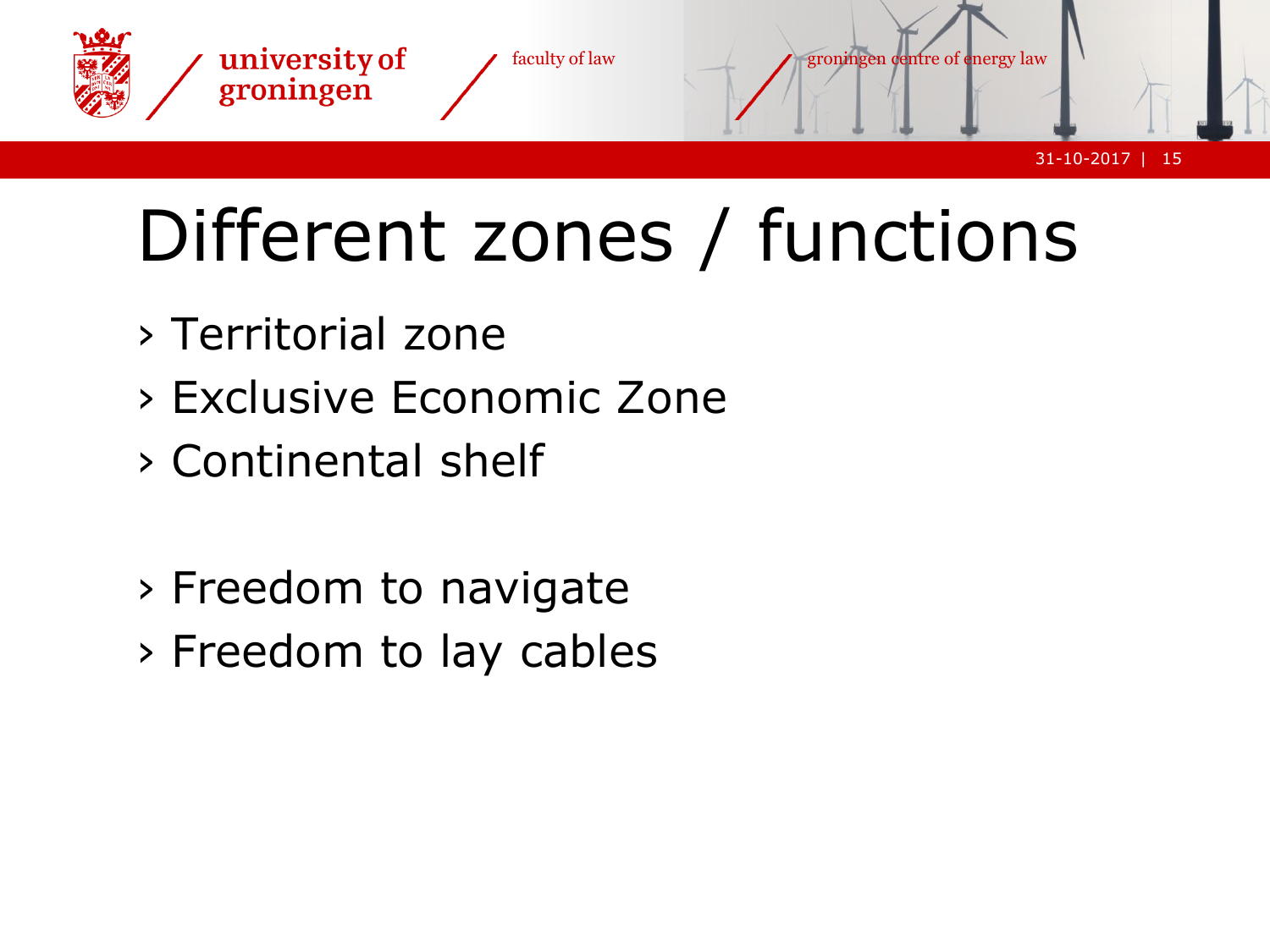# Different zones / functions

- Territorial zone
- Exclusive Economic Zone
- Continental shelf

- Freedom to navigate
- Freedom to lay cables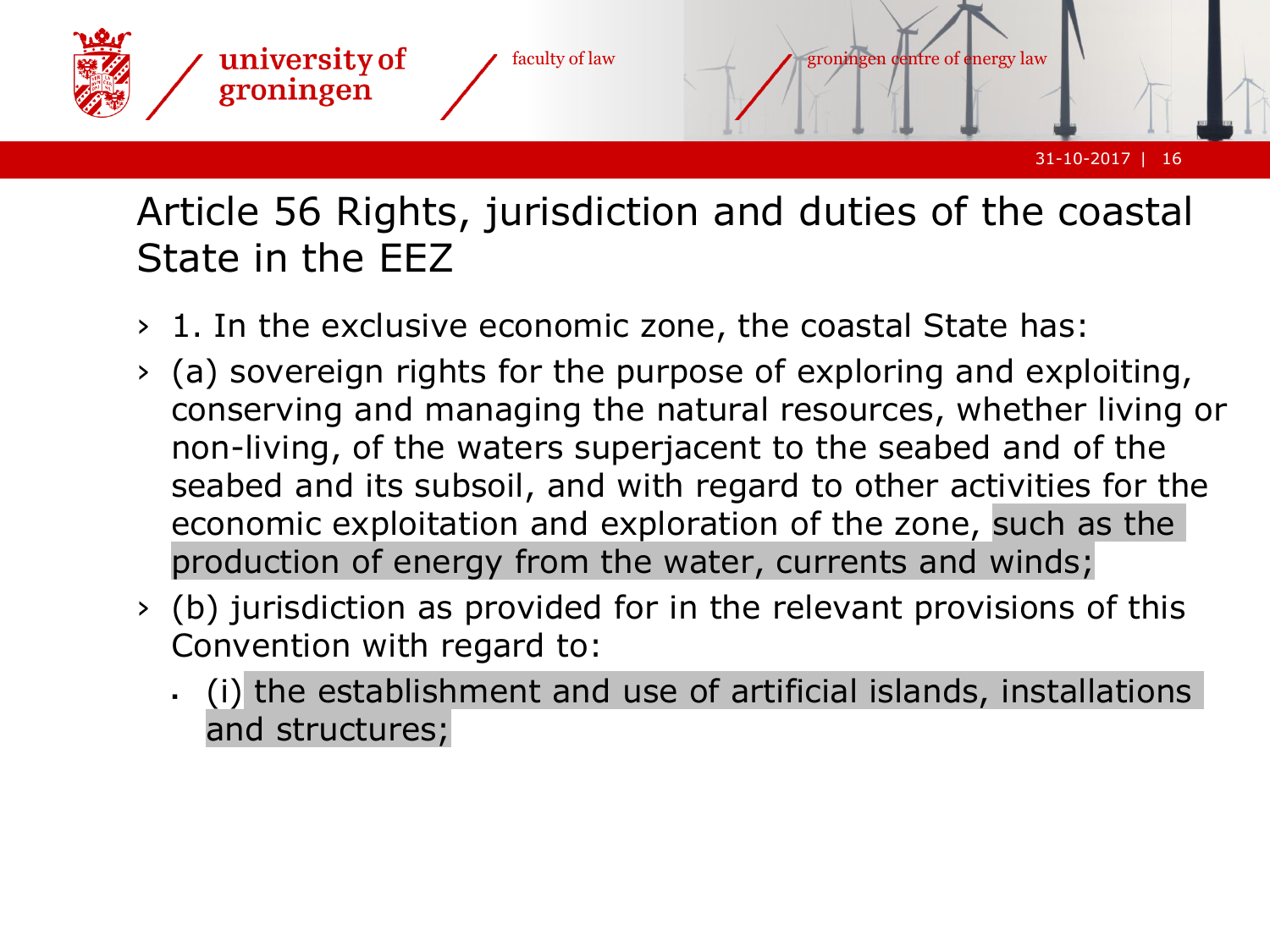# Article 56 Rights, jurisdiction and duties of the coastal State in the EEZ

- 1. In the exclusive economic zone, the coastal State has:
- (a) sovereign rights for the purpose of exploring and exploiting, conserving and managing the natural resources, whether living or non-living, of the waters superjacent to the seabed and of the seabed and its subsoil, and with regard to other activities for the economic exploitation and exploration of the zone, such as the production of energy from the water, currents and winds;
- (b) jurisdiction as provided for in the relevant provisions of this Convention with regard to:
  - (i) the establishment and use of artificial islands, installations and structures;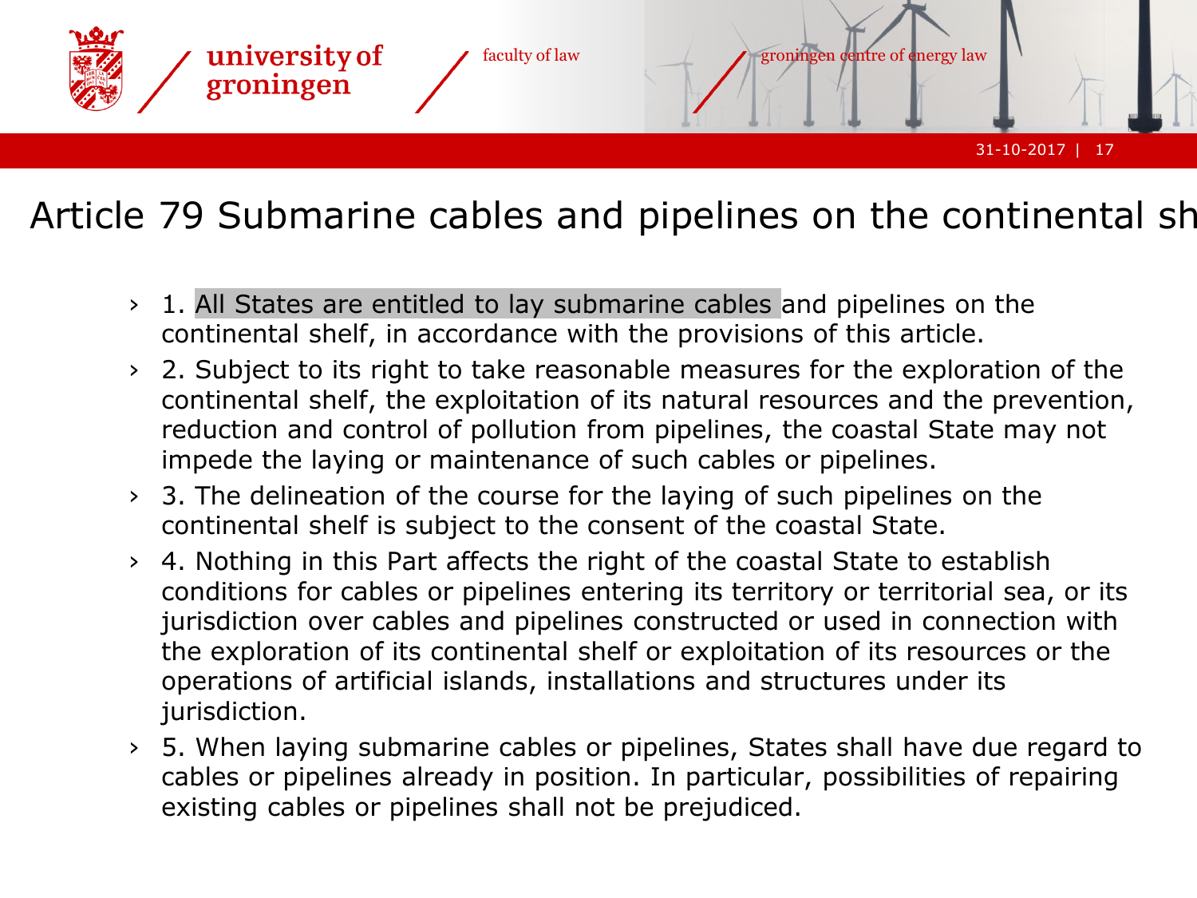# Article 79 Submarine cables and pipelines on the continental sh

- 1. All States are entitled to lay submarine cables and pipelines on the continental shelf, in accordance with the provisions of this article.
- 2. Subject to its right to take reasonable measures for the exploration of the continental shelf, the exploitation of its natural resources and the prevention, reduction and control of pollution from pipelines, the coastal State may not impede the laying or maintenance of such cables or pipelines.
- 3. The delineation of the course for the laying of such pipelines on the continental shelf is subject to the consent of the coastal State.
- 4. Nothing in this Part affects the right of the coastal State to establish conditions for cables or pipelines entering its territory or territorial sea, or its jurisdiction over cables and pipelines constructed or used in connection with the exploration of its continental shelf or exploitation of its resources or the operations of artificial islands, installations and structures under its jurisdiction.
- 5. When laying submarine cables or pipelines, States shall have due regard to cables or pipelines already in position. In particular, possibilities of repairing existing cables or pipelines shall not be prejudiced.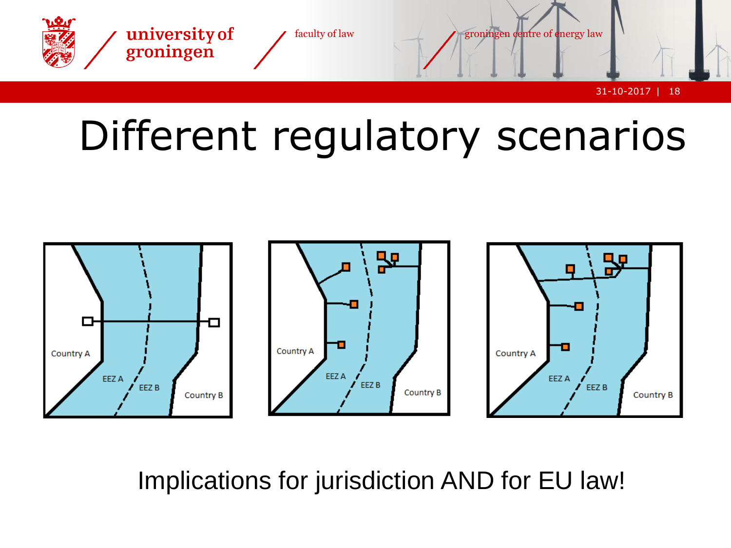# Different regulatory scenarios

Country A | EEZ A | EEZ B | Country B

Country A | EEZ A | EEZ B | Country B

Country A | EEZ A | EEZ B | Country B

Implications for jurisdiction AND for EU law!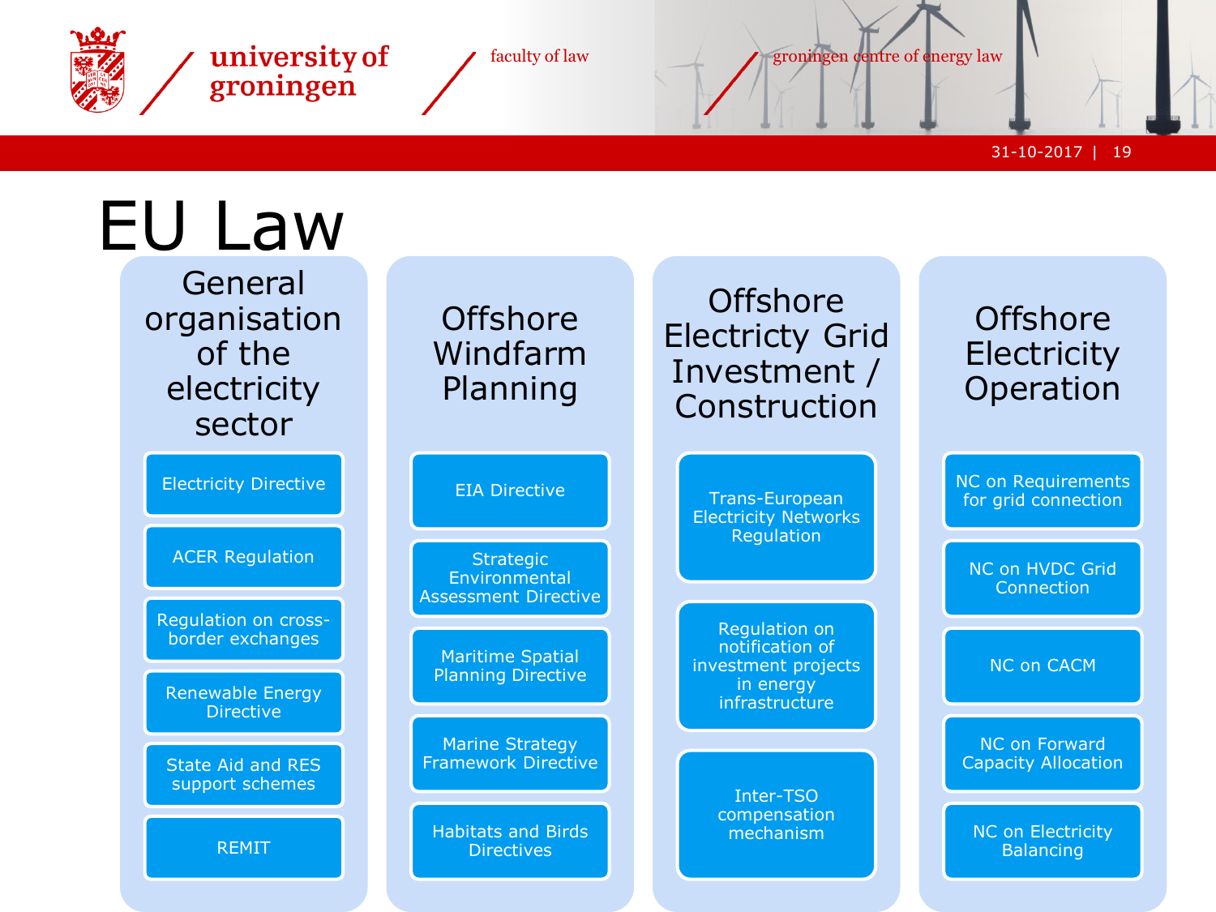# EU Law

## General organisation of the electricity sector

- Electricity Directive
- ACER Regulation
- Regulation on cross-border exchanges
- Renewable Energy Directive
- State Aid and RES support schemes
- REMIT

## Offshore Windfarm Planning

- EIA Directive
- Strategic Environmental Assessment Directive
- Maritime Spatial Planning Directive
- Marine Strategy Framework Directive
- Habitats and Birds Directives

## Offshore Electricty Grid Investment / Construction

- Trans-European Electricity Networks Regulation
- Regulation on notification of investment projects in energy infrastructure
- Inter-TSO compensation mechanism

## Offshore Electricity Operation

- NC on Requirements for grid connection
- NC on HVDC Grid Connection
- NC on CACM
- NC on Forward Capacity Allocation
- NC on Electricity Balancing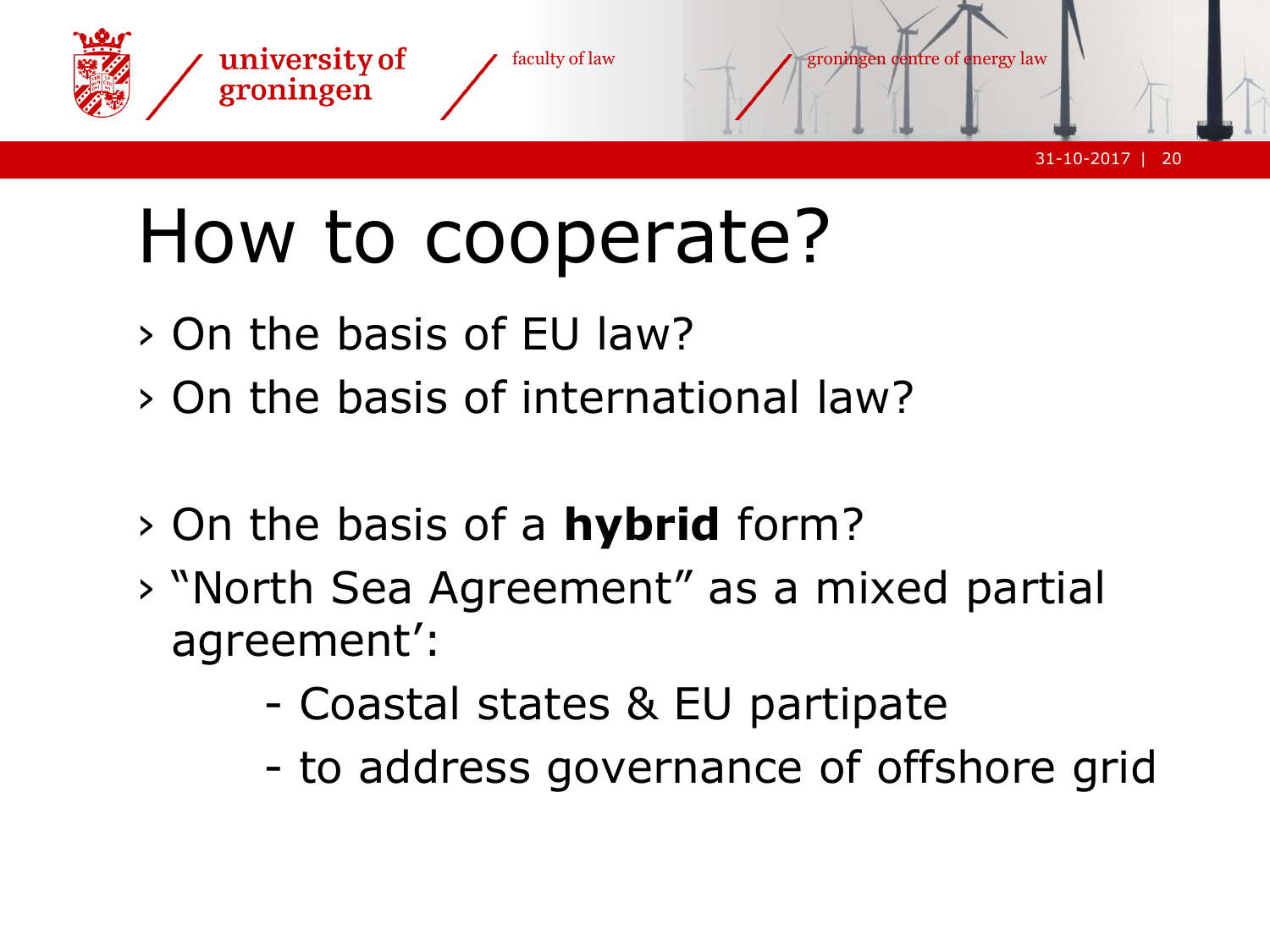# How to cooperate?

- On the basis of EU law?
- On the basis of international law?

- On the basis of a **hybrid** form?
- "North Sea Agreement" as a mixed partial agreement':
  - Coastal states & EU partipate
  - to address governance of offshore grid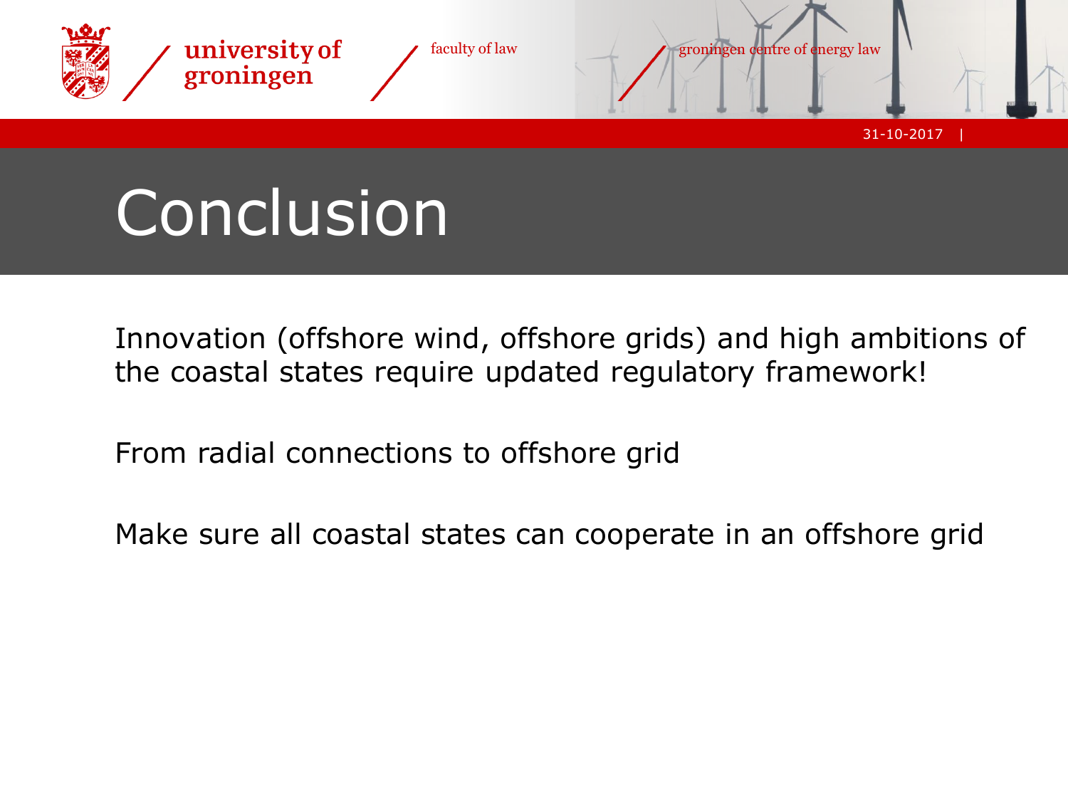# Conclusion

Innovation (offshore wind, offshore grids) and high ambitions of the coastal states require updated regulatory framework!

From radial connections to offshore grid

Make sure all coastal states can cooperate in an offshore grid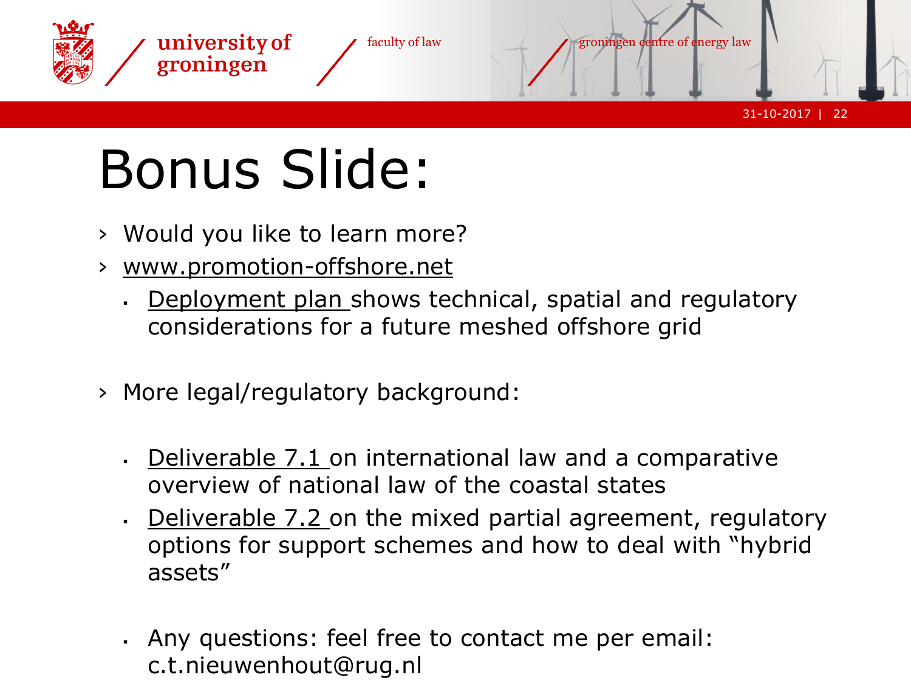# Bonus Slide:

- Would you like to learn more?
- www.promotion-offshore.net
  - Deployment plan shows technical, spatial and regulatory considerations for a future meshed offshore grid

- More legal/regulatory background:

  - Deliverable 7.1 on international law and a comparative overview of national law of the coastal states
  - Deliverable 7.2 on the mixed partial agreement, regulatory options for support schemes and how to deal with "hybrid assets"

  - Any questions: feel free to contact me per email: c.t.nieuwenhout@rug.nl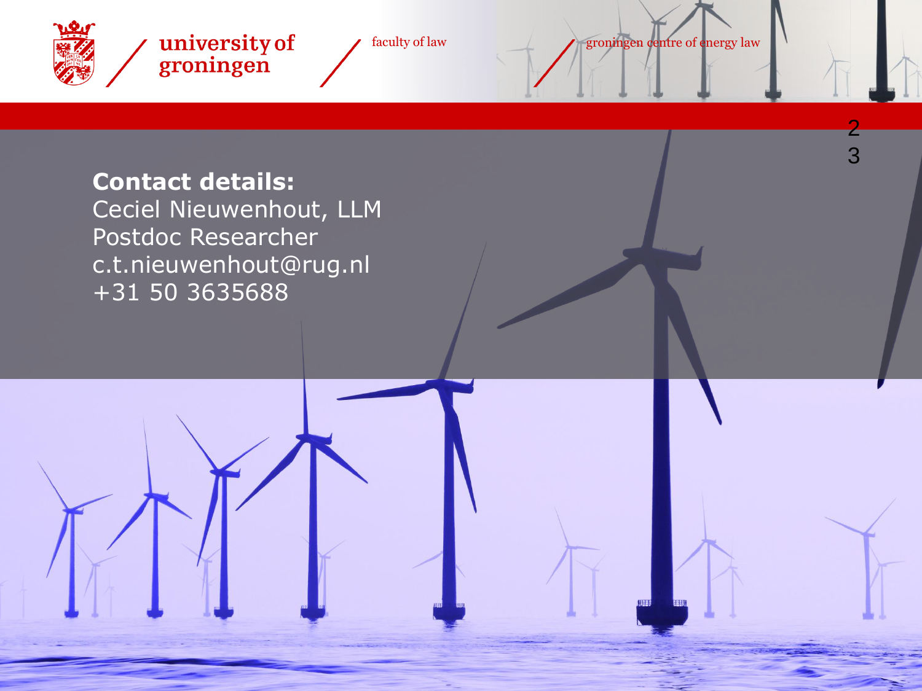**Contact details:**
Ceciel Nieuwenhout, LLM
Postdoc Researcher
c.t.nieuwenhout@rug.nl
+31 50 3635688